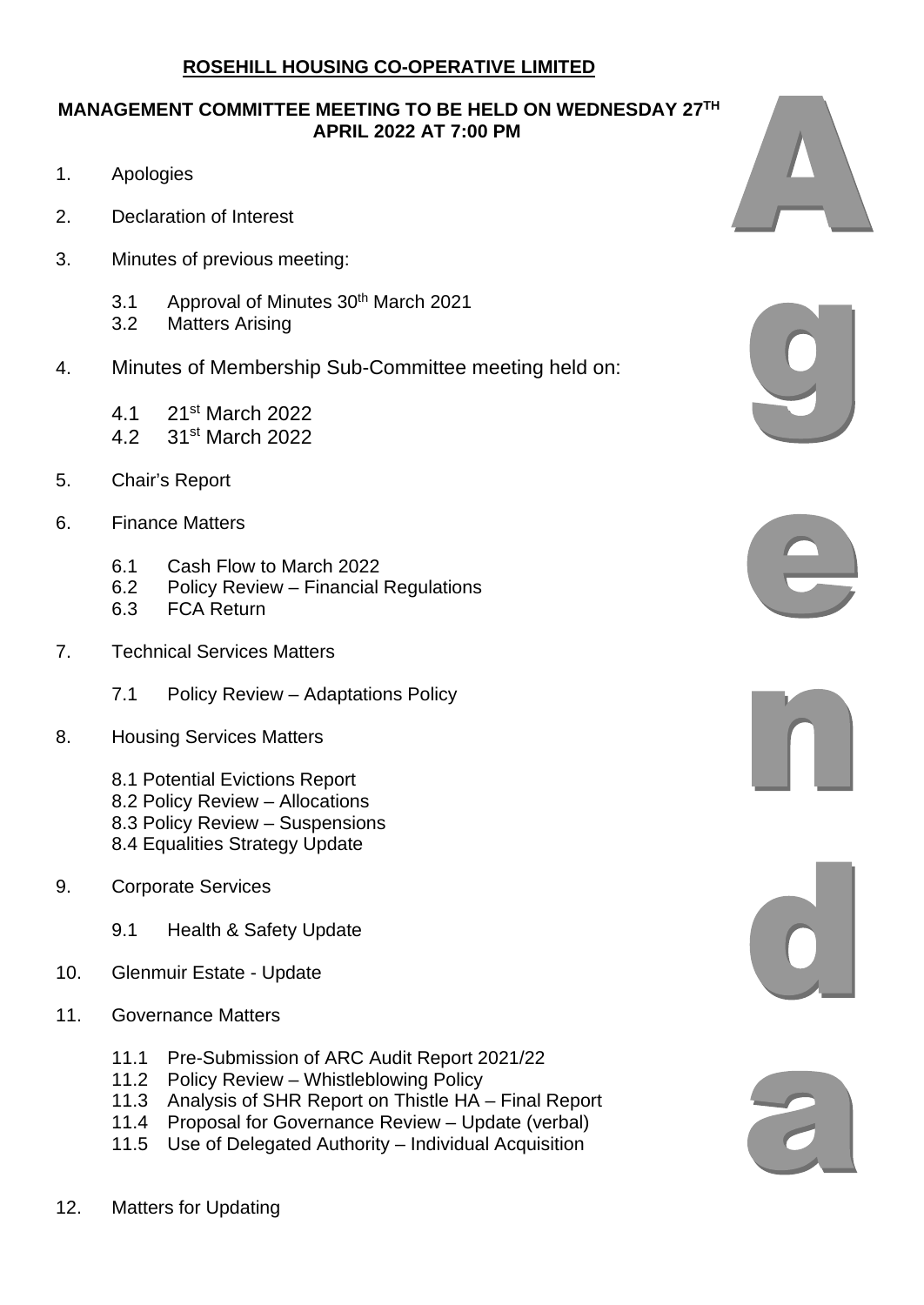# ROSEHILL HOUSING CO-OPERATIVE LIMITED

## MANAGEMENT COMMITTEE MEETING TO BE HELD ON WEDNESDAY 27TH APRIL 2022 AT 7:00 PM

Agenda

1. Apologies

2. Declaration of Interest

3. Minutes of previous meeting:

   3.1 Approval of Minutes 30th March 2021
   3.2 Matters Arising

4. Minutes of Membership Sub-Committee meeting held on:

   4.1 21st March 2022
   4.2 31st March 2022

5. Chair's Report

6. Finance Matters

   6.1 Cash Flow to March 2022
   6.2 Policy Review – Financial Regulations
   6.3 FCA Return

7. Technical Services Matters

   7.1 Policy Review – Adaptations Policy

8. Housing Services Matters

   8.1 Potential Evictions Report
   8.2 Policy Review – Allocations
   8.3 Policy Review – Suspensions
   8.4 Equalities Strategy Update

9. Corporate Services

   9.1 Health & Safety Update

10. Glenmuir Estate - Update

11. Governance Matters

    11.1 Pre-Submission of ARC Audit Report 2021/22
    11.2 Policy Review – Whistleblowing Policy
    11.3 Analysis of SHR Report on Thistle HA – Final Report
    11.4 Proposal for Governance Review – Update (verbal)
    11.5 Use of Delegated Authority – Individual Acquisition

12. Matters for Updating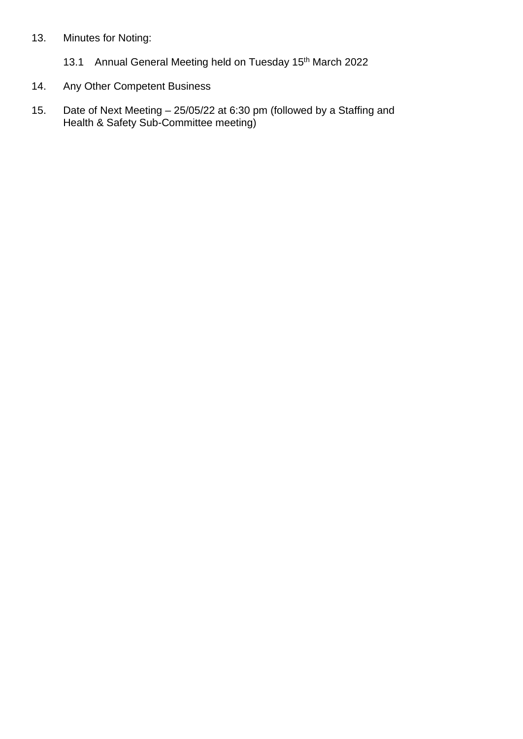13. Minutes for Noting:

    13.1 Annual General Meeting held on Tuesday 15th March 2022

14. Any Other Competent Business

15. Date of Next Meeting – 25/05/22 at 6:30 pm (followed by a Staffing and Health & Safety Sub-Committee meeting)